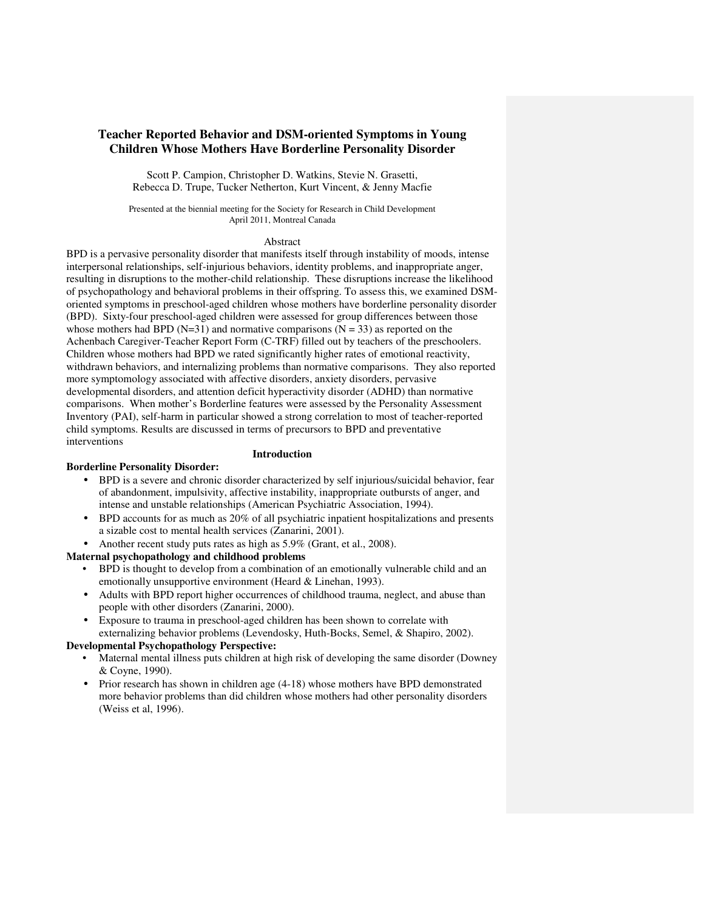# Teacher Reported Behavior and DSM-oriented Symptoms in Young Children Whose Mothers Have Borderline Personality Disorder

Scott P. Campion, Christopher D. Watkins, Stevie N. Grasetti, Rebecca D. Trupe, Tucker Netherton, Kurt Vincent, & Jenny Macfie

Presented at the biennial meeting for the Society for Research in Child Development
April 2011, Montreal Canada

## Abstract

BPD is a pervasive personality disorder that manifests itself through instability of moods, intense interpersonal relationships, self-injurious behaviors, identity problems, and inappropriate anger, resulting in disruptions to the mother-child relationship. These disruptions increase the likelihood of psychopathology and behavioral problems in their offspring. To assess this, we examined DSM-oriented symptoms in preschool-aged children whose mothers have borderline personality disorder (BPD). Sixty-four preschool-aged children were assessed for group differences between those whose mothers had BPD (N=31) and normative comparisons (N = 33) as reported on the Achenbach Caregiver-Teacher Report Form (C-TRF) filled out by teachers of the preschoolers. Children whose mothers had BPD we rated significantly higher rates of emotional reactivity, withdrawn behaviors, and internalizing problems than normative comparisons. They also reported more symptomology associated with affective disorders, anxiety disorders, pervasive developmental disorders, and attention deficit hyperactivity disorder (ADHD) than normative comparisons. When mother's Borderline features were assessed by the Personality Assessment Inventory (PAI), self-harm in particular showed a strong correlation to most of teacher-reported child symptoms. Results are discussed in terms of precursors to BPD and preventative interventions

## Introduction

### Borderline Personality Disorder:

- BPD is a severe and chronic disorder characterized by self injurious/suicidal behavior, fear of abandonment, impulsivity, affective instability, inappropriate outbursts of anger, and intense and unstable relationships (American Psychiatric Association, 1994).
- BPD accounts for as much as 20% of all psychiatric inpatient hospitalizations and presents a sizable cost to mental health services (Zanarini, 2001).
- Another recent study puts rates as high as 5.9% (Grant, et al., 2008).

### Maternal psychopathology and childhood problems

- BPD is thought to develop from a combination of an emotionally vulnerable child and an emotionally unsupportive environment (Heard & Linehan, 1993).
- Adults with BPD report higher occurrences of childhood trauma, neglect, and abuse than people with other disorders (Zanarini, 2000).
- Exposure to trauma in preschool-aged children has been shown to correlate with externalizing behavior problems (Levendosky, Huth-Bocks, Semel, & Shapiro, 2002).

### Developmental Psychopathology Perspective:

- Maternal mental illness puts children at high risk of developing the same disorder (Downey & Coyne, 1990).
- Prior research has shown in children age (4-18) whose mothers have BPD demonstrated more behavior problems than did children whose mothers had other personality disorders (Weiss et al, 1996).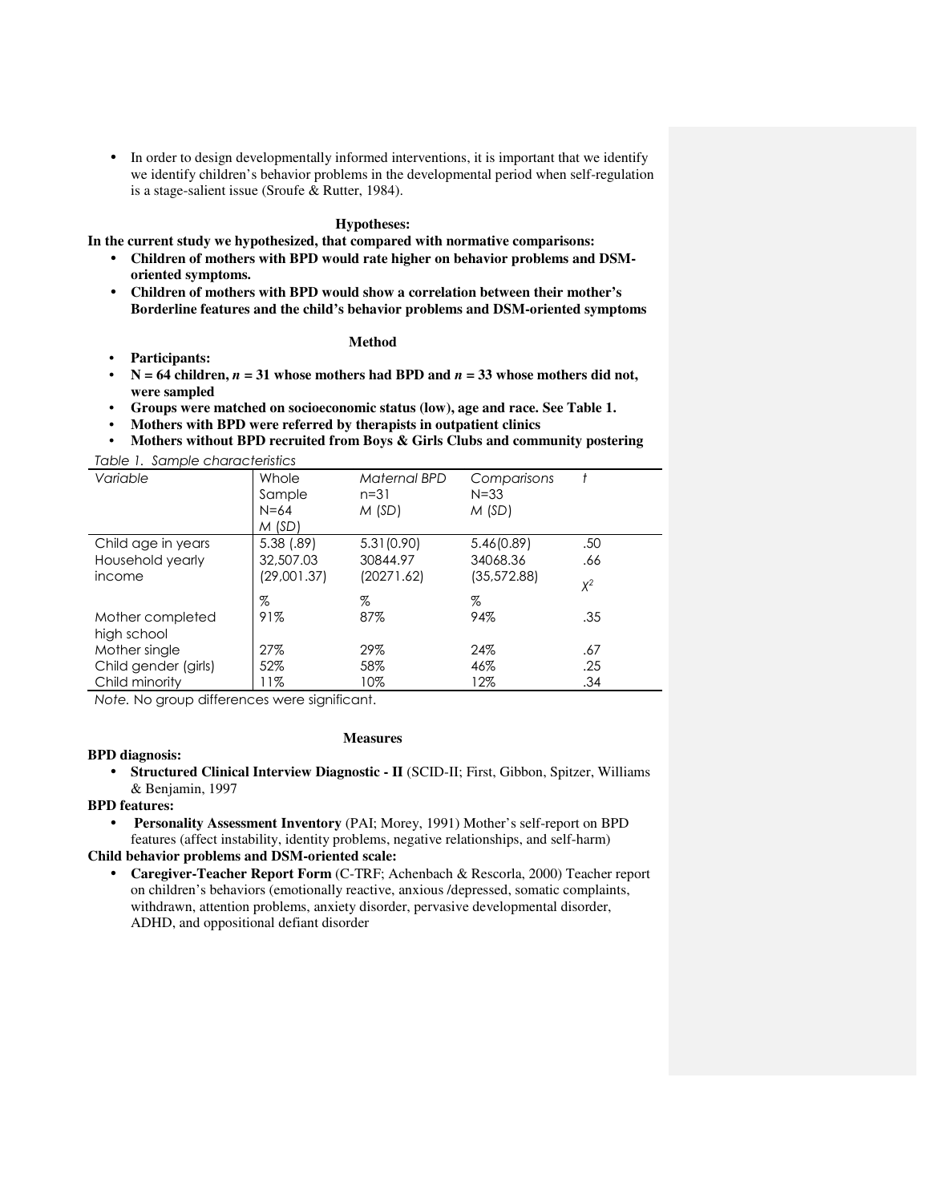- In order to design developmentally informed interventions, it is important that we identify we identify children's behavior problems in the developmental period when self-regulation is a stage-salient issue (Sroufe & Rutter, 1984).

**Hypotheses:**

**In the current study we hypothesized, that compared with normative comparisons:**

- **Children of mothers with BPD would rate higher on behavior problems and DSM-oriented symptoms.**
- **Children of mothers with BPD would show a correlation between their mother's Borderline features and the child's behavior problems and DSM-oriented symptoms**

**Method**

- **Participants:**
- **N = 64 children, *n* = 31 whose mothers had BPD and *n* = 33 whose mothers did not, were sampled**
- **Groups were matched on socioeconomic status (low), age and race. See Table 1.**
- **Mothers with BPD were referred by therapists in outpatient clinics**
- **Mothers without BPD recruited from Boys & Girls Clubs and community postering**

*Table 1. Sample characteristics*

| *Variable* | Whole Sample N=64 *M* (*SD*) | *Maternal BPD* n=31 *M* (*SD*) | *Comparisons* N=33 *M* (*SD*) | *t* |
|---|---|---|---|---|
| Child age in years | 5.38 (.89) | 5.31(0.90) | 5.46(0.89) | .50 |
| Household yearly income | 32,507.03 (29,001.37) | 30844.97 (20271.62) | 34068.36 (35,572.88) | .66 |
| | % | % | % | $X^2$ |
| Mother completed high school | 91% | 87% | 94% | .35 |
| Mother single | 27% | 29% | 24% | .67 |
| Child gender (girls) | 52% | 58% | 46% | .25 |
| Child minority | 11% | 10% | 12% | .34 |

*Note.* No group differences were significant.

**Measures**

**BPD diagnosis:**

- **Structured Clinical Interview Diagnostic - II** (SCID-II; First, Gibbon, Spitzer, Williams & Benjamin, 1997

**BPD features:**

- **Personality Assessment Inventory** (PAI; Morey, 1991) Mother's self-report on BPD features (affect instability, identity problems, negative relationships, and self-harm)

**Child behavior problems and DSM-oriented scale:**

- **Caregiver-Teacher Report Form** (C-TRF; Achenbach & Rescorla, 2000) Teacher report on children's behaviors (emotionally reactive, anxious /depressed, somatic complaints, withdrawn, attention problems, anxiety disorder, pervasive developmental disorder, ADHD, and oppositional defiant disorder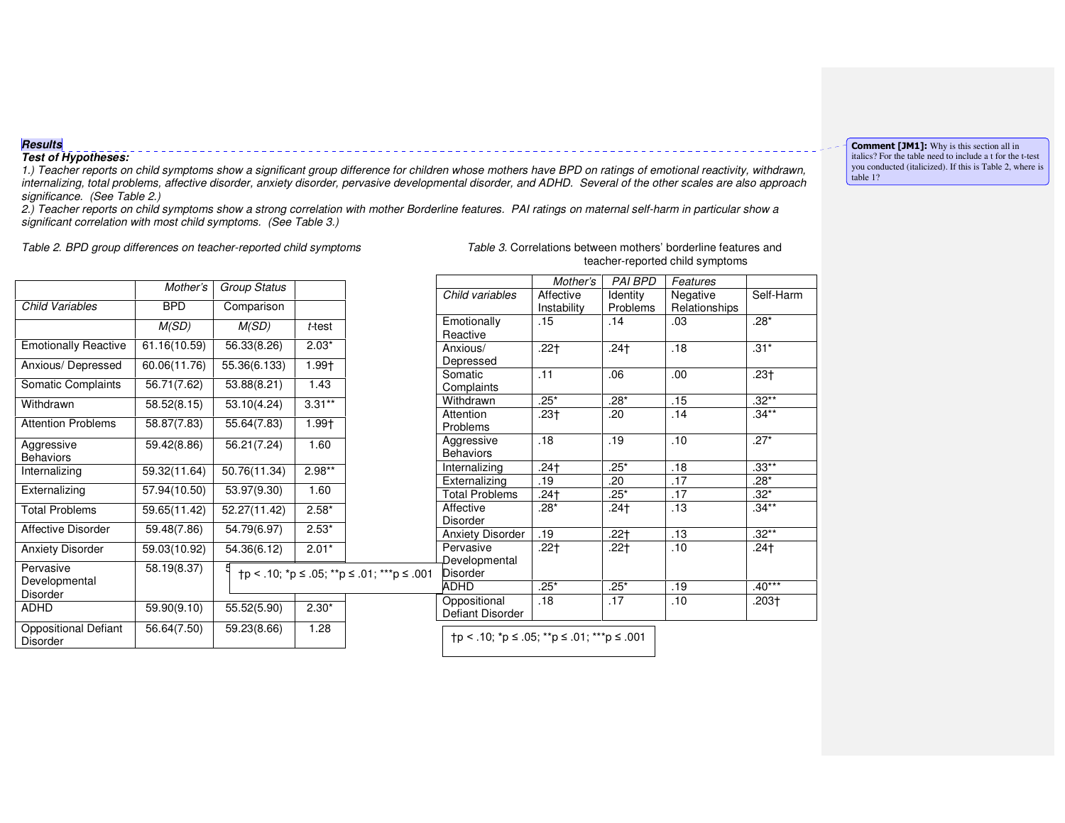***Results***

***Test of Hypotheses:***

*1.) Teacher reports on child symptoms show a significant group difference for children whose mothers have BPD on ratings of emotional reactivity, withdrawn, internalizing, total problems, affective disorder, anxiety disorder, pervasive developmental disorder, and ADHD. Several of the other scales are also approach significance. (See Table 2.)*

*2.) Teacher reports on child symptoms show a strong correlation with mother Borderline features. PAI ratings on maternal self-harm in particular show a significant correlation with most child symptoms. (See Table 3.)*

*Table 2. BPD group differences on teacher-reported child symptoms*

| | *Mother's* | *Group Status* | |
|---|---|---|---|
| *Child Variables* | BPD | Comparison | |
| | *M(SD)* | *M(SD)* | *t*-test |
| Emotionally Reactive | 61.16(10.59) | 56.33(8.26) | 2.03* |
| Anxious/ Depressed | 60.06(11.76) | 55.36(6.133) | 1.99† |
| Somatic Complaints | 56.71(7.62) | 53.88(8.21) | 1.43 |
| Withdrawn | 58.52(8.15) | 53.10(4.24) | 3.31** |
| Attention Problems | 58.87(7.83) | 55.64(7.83) | 1.99† |
| Aggressive Behaviors | 59.42(8.86) | 56.21(7.24) | 1.60 |
| Internalizing | 59.32(11.64) | 50.76(11.34) | 2.98** |
| Externalizing | 57.94(10.50) | 53.97(9.30) | 1.60 |
| Total Problems | 59.65(11.42) | 52.27(11.42) | 2.58* |
| Affective Disorder | 59.48(7.86) | 54.79(6.97) | 2.53* |
| Anxiety Disorder | 59.03(10.92) | 54.36(6.12) | 2.01* |
| Pervasive Developmental Disorder | 58.19(8.37) | 5 | |
| ADHD | 59.90(9.10) | 55.52(5.90) | 2.30* |
| Oppositional Defiant Disorder | 56.64(7.50) | 59.23(8.66) | 1.28 |

†p < .10; *p ≤ .05; **p ≤ .01; ***p ≤ .001

*Table 3.* Correlations between mothers' borderline features and teacher-reported child symptoms

| | *Mother's* | *PAI BPD* | *Features* | |
|---|---|---|---|---|
| *Child variables* | Affective Instability | Identity Problems | Negative Relationships | Self-Harm |
| Emotionally Reactive | .15 | .14 | .03 | .28* |
| Anxious/ Depressed | .22† | .24† | .18 | .31* |
| Somatic Complaints | .11 | .06 | .00 | .23† |
| Withdrawn | .25* | .28* | .15 | .32** |
| Attention Problems | .23† | .20 | .14 | .34** |
| Aggressive Behaviors | .18 | .19 | .10 | .27* |
| Internalizing | .24† | .25* | .18 | .33** |
| Externalizing | .19 | .20 | .17 | .28* |
| Total Problems | .24† | .25* | .17 | .32* |
| Affective Disorder | .28* | .24† | .13 | .34** |
| Anxiety Disorder | .19 | .22† | .13 | .32** |
| Pervasive Developmental Disorder | .22† | .22† | .10 | .24† |
| ADHD | .25* | .25* | .19 | .40*** |
| Oppositional Defiant Disorder | .18 | .17 | .10 | .203† |

†p < .10; *p ≤ .05; **p ≤ .01; ***p ≤ .001

**Comment [JM1]:** Why is this section all in italics? For the table need to include a t for the t-test you conducted (italicized). If this is Table 2, where is table 1?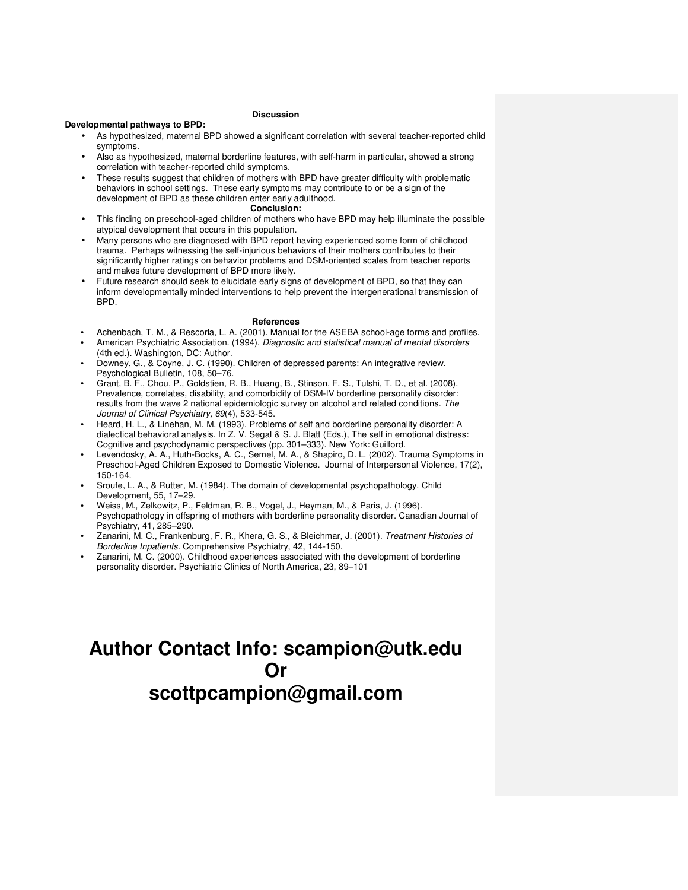## Discussion

**Developmental pathways to BPD:**

- As hypothesized, maternal BPD showed a significant correlation with several teacher-reported child symptoms.
- Also as hypothesized, maternal borderline features, with self-harm in particular, showed a strong correlation with teacher-reported child symptoms.
- These results suggest that children of mothers with BPD have greater difficulty with problematic behaviors in school settings. These early symptoms may contribute to or be a sign of the development of BPD as these children enter early adulthood.

## Conclusion:

- This finding on preschool-aged children of mothers who have BPD may help illuminate the possible atypical development that occurs in this population.
- Many persons who are diagnosed with BPD report having experienced some form of childhood trauma. Perhaps witnessing the self-injurious behaviors of their mothers contributes to their significantly higher ratings on behavior problems and DSM-oriented scales from teacher reports and makes future development of BPD more likely.
- Future research should seek to elucidate early signs of development of BPD, so that they can inform developmentally minded interventions to help prevent the intergenerational transmission of BPD.

## References

- Achenbach, T. M., & Rescorla, L. A. (2001). Manual for the ASEBA school-age forms and profiles.
- American Psychiatric Association. (1994). *Diagnostic and statistical manual of mental disorders* (4th ed.). Washington, DC: Author.
- Downey, G., & Coyne, J. C. (1990). Children of depressed parents: An integrative review. Psychological Bulletin, 108, 50–76.
- Grant, B. F., Chou, P., Goldstien, R. B., Huang, B., Stinson, F. S., Tulshi, T. D., et al. (2008). Prevalence, correlates, disability, and comorbidity of DSM-IV borderline personality disorder: results from the wave 2 national epidemiologic survey on alcohol and related conditions. *The Journal of Clinical Psychiatry, 69*(4), 533-545.
- Heard, H. L., & Linehan, M. M. (1993). Problems of self and borderline personality disorder: A dialectical behavioral analysis. In Z. V. Segal & S. J. Blatt (Eds.), The self in emotional distress: Cognitive and psychodynamic perspectives (pp. 301–333). New York: Guilford.
- Levendosky, A. A., Huth-Bocks, A. C., Semel, M. A., & Shapiro, D. L. (2002). Trauma Symptoms in Preschool-Aged Children Exposed to Domestic Violence. Journal of Interpersonal Violence, 17(2), 150-164.
- Sroufe, L. A., & Rutter, M. (1984). The domain of developmental psychopathology. Child Development, 55, 17–29.
- Weiss, M., Zelkowitz, P., Feldman, R. B., Vogel, J., Heyman, M., & Paris, J. (1996). Psychopathology in offspring of mothers with borderline personality disorder. Canadian Journal of Psychiatry, 41, 285–290.
- Zanarini, M. C., Frankenburg, F. R., Khera, G. S., & Bleichmar, J. (2001). *Treatment Histories of Borderline Inpatients.* Comprehensive Psychiatry, 42, 144-150.
- Zanarini, M. C. (2000). Childhood experiences associated with the development of borderline personality disorder. Psychiatric Clinics of North America, 23, 89–101

# Author Contact Info: scampion@utk.edu Or scottpcampion@gmail.com